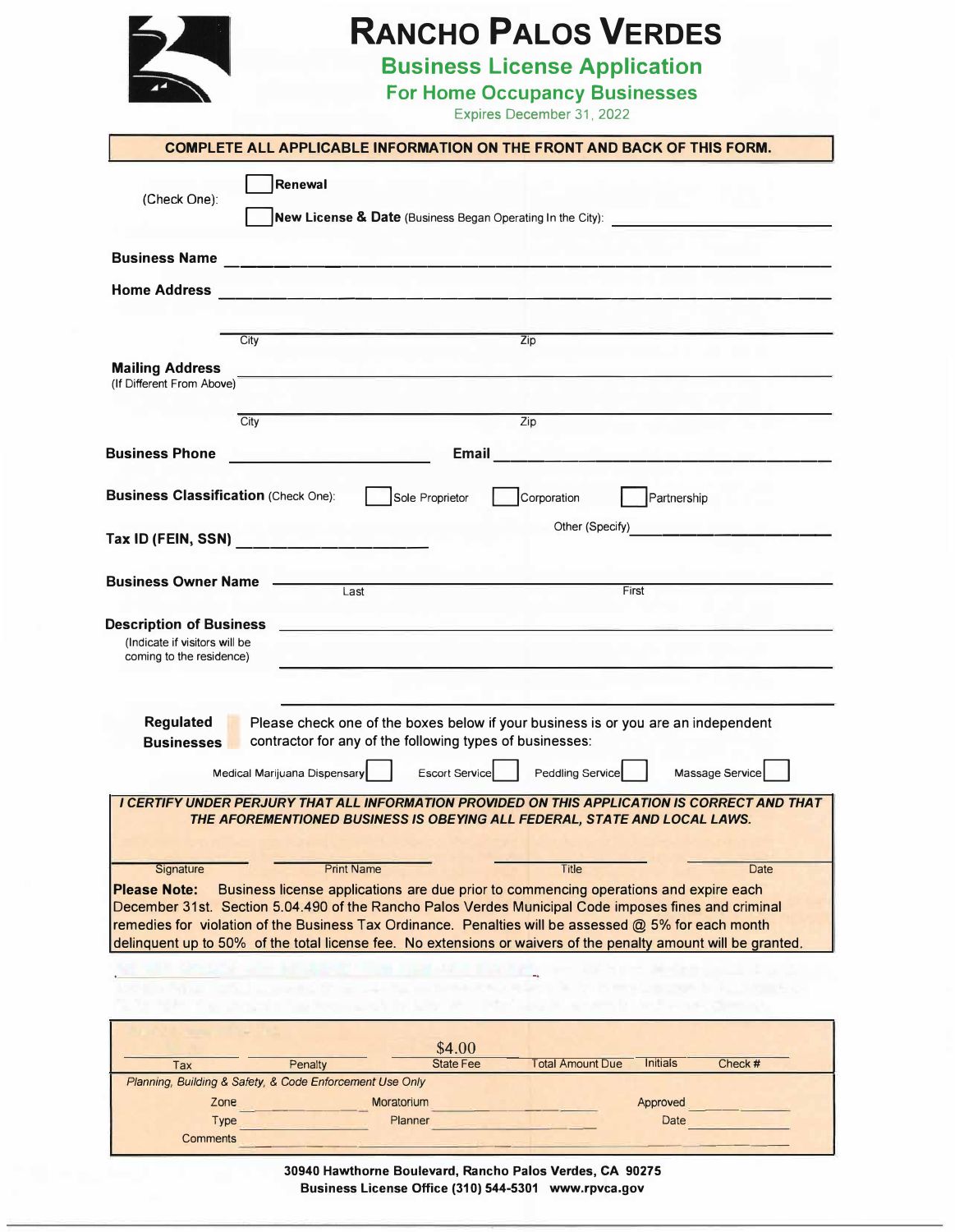# RANCHO PALOS VERDES

## Business License Application

### For Home Occupancy Businesses

Expires December 31, 2022

**COMPLETE ALL APPLICABLE INFORMATION ON THE FRONT AND BACK OF THIS FORM.**

(Check One):
- ☐ **Renewal**
- ☐ **New License & Date** (Business Began Operating In the City): ____________________

**Business Name** ______________________________________________

**Home Address** ______________________________________________

City ____________________ Zip ____________________

**Mailing Address** (If Different From Above) ______________________________________________

City ____________________ Zip ____________________

**Business Phone** ____________________ **Email** ____________________

**Business Classification** (Check One): ☐ Sole Proprietor ☐ Corporation ☐ Partnership

Other (Specify) ____________________

**Tax ID (FEIN, SSN)** ____________________

**Business Owner Name** ____________________ Last ____________________ First

**Description of Business** (Indicate if visitors will be coming to the residence) ______________________________________________

**Regulated Businesses**

Please check one of the boxes below if your business is or you are an independent contractor for any of the following types of businesses:

Medical Marijuana Dispensary ☐ Escort Service ☐ Peddling Service ☐ Massage Service ☐

***I CERTIFY UNDER PERJURY THAT ALL INFORMATION PROVIDED ON THIS APPLICATION IS CORRECT AND THAT THE AFOREMENTIONED BUSINESS IS OBEYING ALL FEDERAL, STATE AND LOCAL LAWS.***

Signature ____________ Print Name ____________ Title ____________ Date ____________

**Please Note:** Business license applications are due prior to commencing operations and expire each December 31st. Section 5.04.490 of the Rancho Palos Verdes Municipal Code imposes fines and criminal remedies for violation of the Business Tax Ordinance. Penalties will be assessed @ 5% for each month delinquent up to 50% of the total license fee. No extensions or waivers of the penalty amount will be granted.

| Tax | Penalty | State Fee | Total Amount Due | Initials | Check # |
|---|---|---|---|---|---|
| | | $4.00 | | | |

*Planning, Building & Safety, & Code Enforcement Use Only*

Zone ____________ Moratorium ____________ Approved ____________

Type ____________ Planner ____________ Date ____________

Comments ______________________________________________

**30940 Hawthorne Boulevard, Rancho Palos Verdes, CA 90275**
**Business License Office (310) 544-5301 www.rpvca.gov**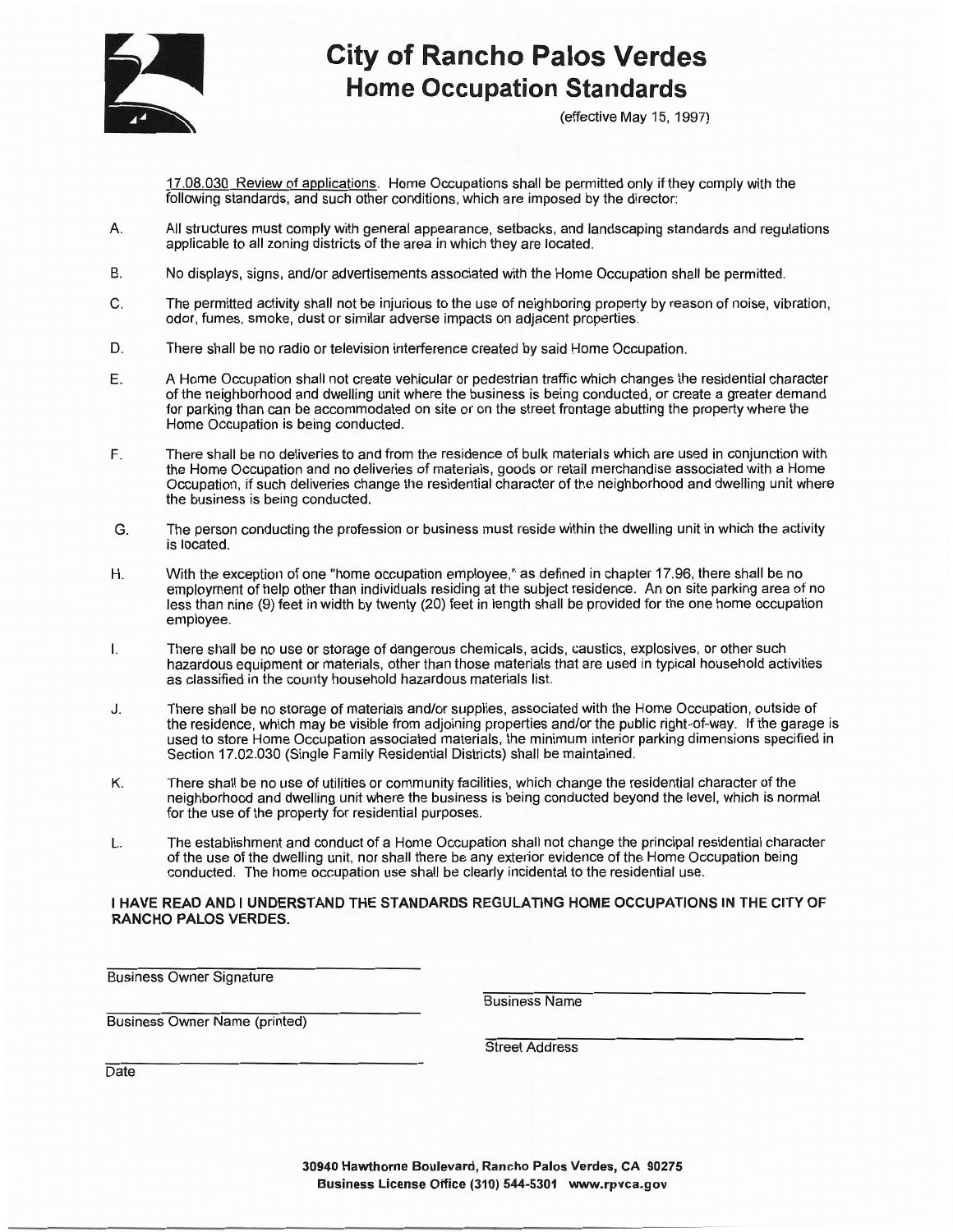# City of Rancho Palos Verdes
## Home Occupation Standards

(effective May 15, 1997)

17.08.030 Review of applications. Home Occupations shall be permitted only if they comply with the following standards, and such other conditions, which are imposed by the director:

A. All structures must comply with general appearance, setbacks, and landscaping standards and regulations applicable to all zoning districts of the area in which they are located.

B. No displays, signs, and/or advertisements associated with the Home Occupation shall be permitted.

C. The permitted activity shall not be injurious to the use of neighboring property by reason of noise, vibration, odor, fumes, smoke, dust or similar adverse impacts on adjacent properties.

D. There shall be no radio or television interference created by said Home Occupation.

E. A Home Occupation shall not create vehicular or pedestrian traffic which changes the residential character of the neighborhood and dwelling unit where the business is being conducted, or create a greater demand for parking than can be accommodated on site or on the street frontage abutting the property where the Home Occupation is being conducted.

F. There shall be no deliveries to and from the residence of bulk materials which are used in conjunction with the Home Occupation and no deliveries of materials, goods or retail merchandise associated with a Home Occupation, if such deliveries change the residential character of the neighborhood and dwelling unit where the business is being conducted.

G. The person conducting the profession or business must reside within the dwelling unit in which the activity is located.

H. With the exception of one "home occupation employee," as defined in chapter 17.96, there shall be no employment of help other than individuals residing at the subject residence. An on site parking area of no less than nine (9) feet in width by twenty (20) feet in length shall be provided for the one home occupation employee.

I. There shall be no use or storage of dangerous chemicals, acids, caustics, explosives, or other such hazardous equipment or materials, other than those materials that are used in typical household activities as classified in the county household hazardous materials list.

J. There shall be no storage of materials and/or supplies, associated with the Home Occupation, outside of the residence, which may be visible from adjoining properties and/or the public right-of-way. If the garage is used to store Home Occupation associated materials, the minimum interior parking dimensions specified in Section 17.02.030 (Single Family Residential Districts) shall be maintained.

K. There shall be no use of utilities or community facilities, which change the residential character of the neighborhood and dwelling unit where the business is being conducted beyond the level, which is normal for the use of the property for residential purposes.

L. The establishment and conduct of a Home Occupation shall not change the principal residential character of the use of the dwelling unit, nor shall there be any exterior evidence of the Home Occupation being conducted. The home occupation use shall be clearly incidental to the residential use.

**I HAVE READ AND I UNDERSTAND THE STANDARDS REGULATING HOME OCCUPATIONS IN THE CITY OF RANCHO PALOS VERDES.**

______________________________
Business Owner Signature

______________________________
Business Owner Name (printed)

______________________________
Date

______________________________
Business Name

______________________________
Street Address

**30940 Hawthorne Boulevard, Rancho Palos Verdes, CA 90275**
**Business License Office (310) 544-5301 www.rpvca.gov**